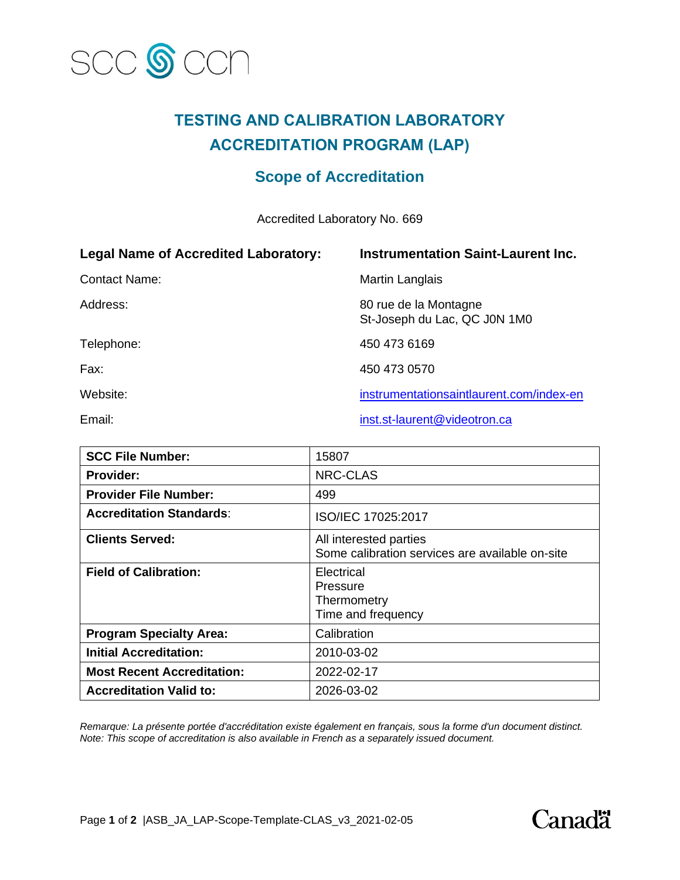# TESTING AND CALIBRATION LABORATORY ACCREDITATION PROGRAM (LAP)

## Scope of Accreditation

Accredited Laboratory No. 669

| | |
|---|---|
| **Legal Name of Accredited Laboratory:** | **Instrumentation Saint-Laurent Inc.** |
| Contact Name: | Martin Langlais |
| Address: | 80 rue de la Montagne<br>St-Joseph du Lac, QC J0N 1M0 |
| Telephone: | 450 473 6169 |
| Fax: | 450 473 0570 |
| Website: | instrumentationsaintlaurent.com/index-en |
| Email: | inst.st-laurent@videotron.ca |

| | |
|---|---|
| **SCC File Number:** | 15807 |
| **Provider:** | NRC-CLAS |
| **Provider File Number:** | 499 |
| **Accreditation Standards**: | ISO/IEC 17025:2017 |
| **Clients Served:** | All interested parties<br>Some calibration services are available on-site |
| **Field of Calibration:** | Electrical<br>Pressure<br>Thermometry<br>Time and frequency |
| **Program Specialty Area:** | Calibration |
| **Initial Accreditation:** | 2010-03-02 |
| **Most Recent Accreditation:** | 2022-02-17 |
| **Accreditation Valid to:** | 2026-03-02 |

*Remarque: La présente portée d'accréditation existe également en français, sous la forme d'un document distinct.*
*Note: This scope of accreditation is also available in French as a separately issued document.*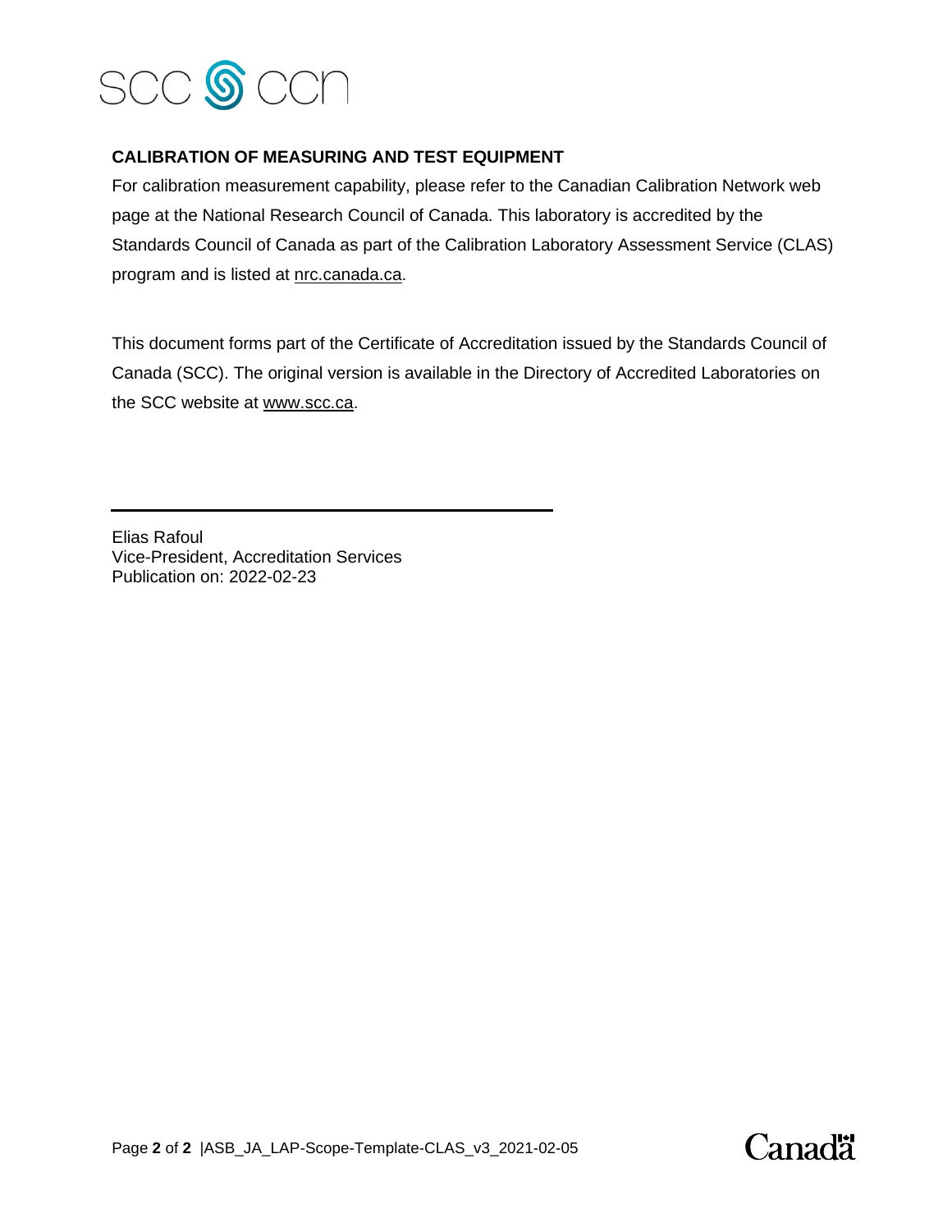## CALIBRATION OF MEASURING AND TEST EQUIPMENT

For calibration measurement capability, please refer to the Canadian Calibration Network web page at the National Research Council of Canada. This laboratory is accredited by the Standards Council of Canada as part of the Calibration Laboratory Assessment Service (CLAS) program and is listed at nrc.canada.ca.

This document forms part of the Certificate of Accreditation issued by the Standards Council of Canada (SCC). The original version is available in the Directory of Accredited Laboratories on the SCC website at www.scc.ca.

---

Elias Rafoul
Vice-President, Accreditation Services
Publication on: 2022-02-23